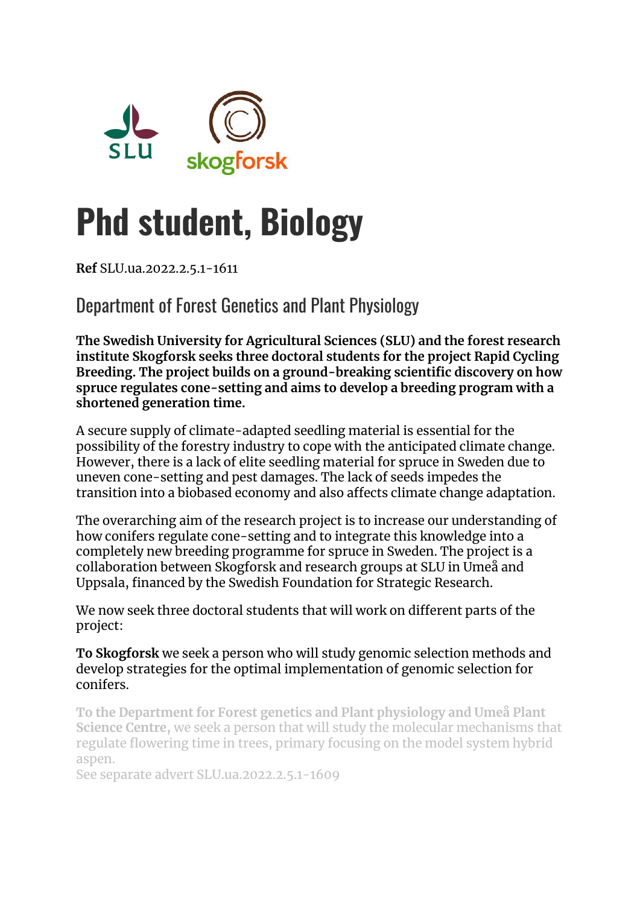# Phd student, Biology

**Ref** SLU.ua.2022.2.5.1-1611

## Department of Forest Genetics and Plant Physiology

**The Swedish University for Agricultural Sciences (SLU) and the forest research institute Skogforsk seeks three doctoral students for the project Rapid Cycling Breeding. The project builds on a ground-breaking scientific discovery on how spruce regulates cone-setting and aims to develop a breeding program with a shortened generation time.**

A secure supply of climate-adapted seedling material is essential for the possibility of the forestry industry to cope with the anticipated climate change. However, there is a lack of elite seedling material for spruce in Sweden due to uneven cone-setting and pest damages. The lack of seeds impedes the transition into a biobased economy and also affects climate change adaptation.

The overarching aim of the research project is to increase our understanding of how conifers regulate cone-setting and to integrate this knowledge into a completely new breeding programme for spruce in Sweden. The project is a collaboration between Skogforsk and research groups at SLU in Umeå and Uppsala, financed by the Swedish Foundation for Strategic Research.

We now seek three doctoral students that will work on different parts of the project:

**To Skogforsk** we seek a person who will study genomic selection methods and develop strategies for the optimal implementation of genomic selection for conifers.

**To the Department for Forest genetics and Plant physiology and Umeå Plant Science Centre,** we seek a person that will study the molecular mechanisms that regulate flowering time in trees, primary focusing on the model system hybrid aspen.
See separate advert SLU.ua.2022.2.5.1-1609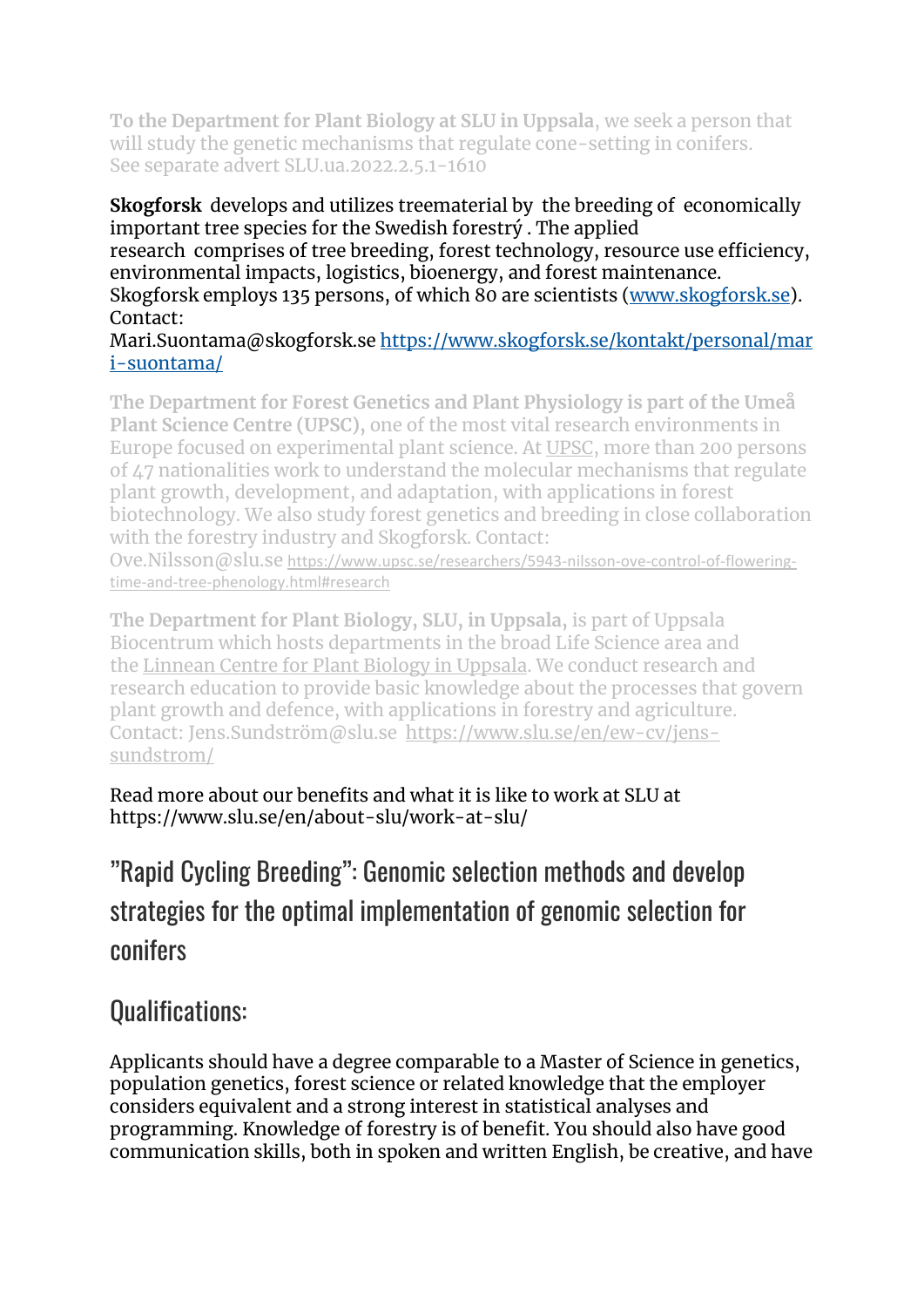**To the Department for Plant Biology at SLU in Uppsala**, we seek a person that will study the genetic mechanisms that regulate cone-setting in conifers. See separate advert SLU.ua.2022.2.5.1-1610

**Skogforsk** develops and utilizes treematerial by the breeding of economically important tree species for the Swedish forestrý . The applied research comprises of tree breeding, forest technology, resource use efficiency, environmental impacts, logistics, bioenergy, and forest maintenance. Skogforsk employs 135 persons, of which 80 are scientists ([www.skogforsk.se](www.skogforsk.se)). Contact:
Mari.Suontama@skogforsk.se [https://www.skogforsk.se/kontakt/personal/mari-suontama/](https://www.skogforsk.se/kontakt/personal/mari-suontama/)

**The Department for Forest Genetics and Plant Physiology is part of the Umeå Plant Science Centre (UPSC),** one of the most vital research environments in Europe focused on experimental plant science. At UPSC, more than 200 persons of 47 nationalities work to understand the molecular mechanisms that regulate plant growth, development, and adaptation, with applications in forest biotechnology. We also study forest genetics and breeding in close collaboration with the forestry industry and Skogforsk. Contact:
Ove.Nilsson@slu.se [https://www.upsc.se/researchers/5943-nilsson-ove-control-of-flowering-time-and-tree-phenology.html#research](https://www.upsc.se/researchers/5943-nilsson-ove-control-of-flowering-time-and-tree-phenology.html#research)

**The Department for Plant Biology, SLU, in Uppsala,** is part of Uppsala Biocentrum which hosts departments in the broad Life Science area and the Linnean Centre for Plant Biology in Uppsala. We conduct research and research education to provide basic knowledge about the processes that govern plant growth and defence, with applications in forestry and agriculture. Contact: Jens.Sundström@slu.se [https://www.slu.se/en/ew-cv/jens-sundstrom/](https://www.slu.se/en/ew-cv/jens-sundstrom/)

Read more about our benefits and what it is like to work at SLU at https://www.slu.se/en/about-slu/work-at-slu/

## ”Rapid Cycling Breeding”: Genomic selection methods and develop strategies for the optimal implementation of genomic selection for conifers

## Qualifications:

Applicants should have a degree comparable to a Master of Science in genetics, population genetics, forest science or related knowledge that the employer considers equivalent and a strong interest in statistical analyses and programming. Knowledge of forestry is of benefit. You should also have good communication skills, both in spoken and written English, be creative, and have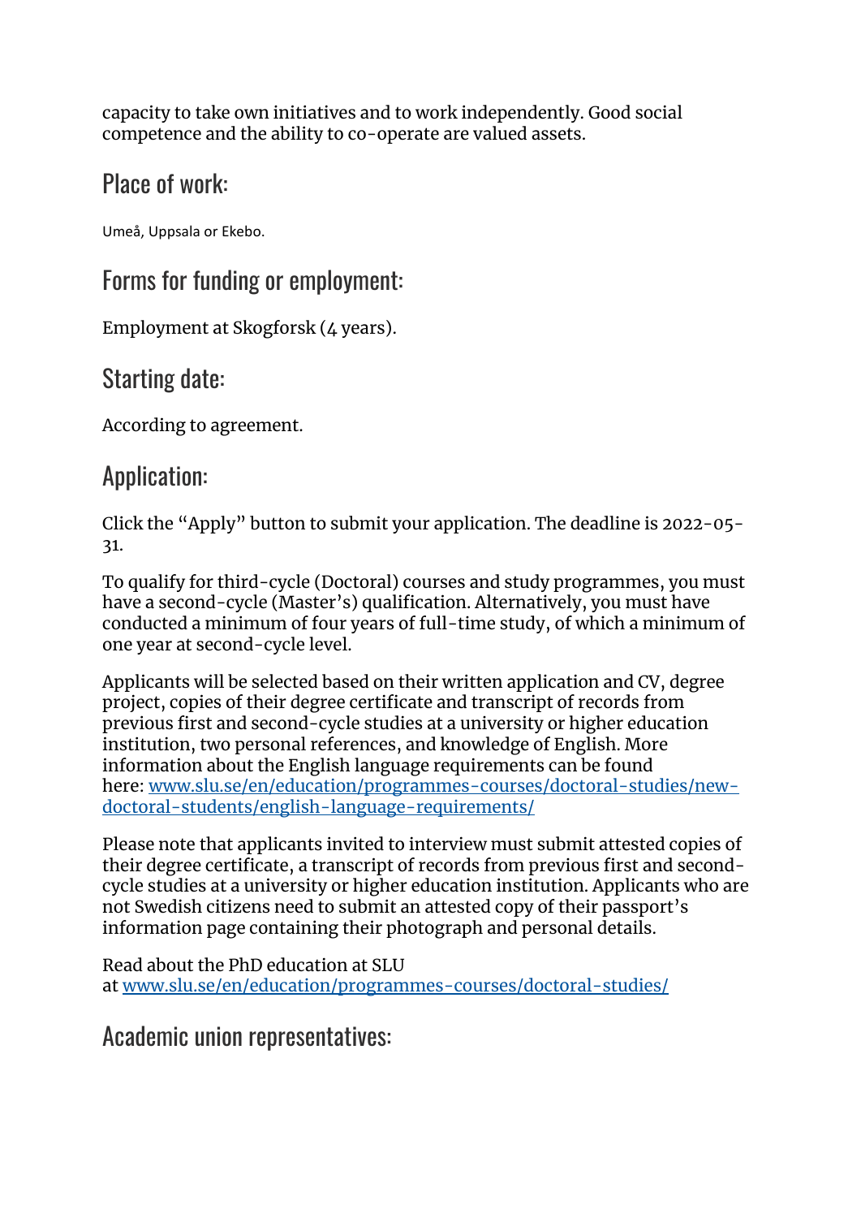capacity to take own initiatives and to work independently. Good social competence and the ability to co-operate are valued assets.

## Place of work:

Umeå, Uppsala or Ekebo.

## Forms for funding or employment:

Employment at Skogforsk (4 years).

## Starting date:

According to agreement.

## Application:

Click the "Apply" button to submit your application. The deadline is 2022-05-31.

To qualify for third-cycle (Doctoral) courses and study programmes, you must have a second-cycle (Master's) qualification. Alternatively, you must have conducted a minimum of four years of full-time study, of which a minimum of one year at second-cycle level.

Applicants will be selected based on their written application and CV, degree project, copies of their degree certificate and transcript of records from previous first and second-cycle studies at a university or higher education institution, two personal references, and knowledge of English. More information about the English language requirements can be found here: [www.slu.se/en/education/programmes-courses/doctoral-studies/new-doctoral-students/english-language-requirements/](www.slu.se/en/education/programmes-courses/doctoral-studies/new-doctoral-students/english-language-requirements/)

Please note that applicants invited to interview must submit attested copies of their degree certificate, a transcript of records from previous first and second-cycle studies at a university or higher education institution. Applicants who are not Swedish citizens need to submit an attested copy of their passport's information page containing their photograph and personal details.

Read about the PhD education at SLU at [www.slu.se/en/education/programmes-courses/doctoral-studies/](www.slu.se/en/education/programmes-courses/doctoral-studies/)

## Academic union representatives: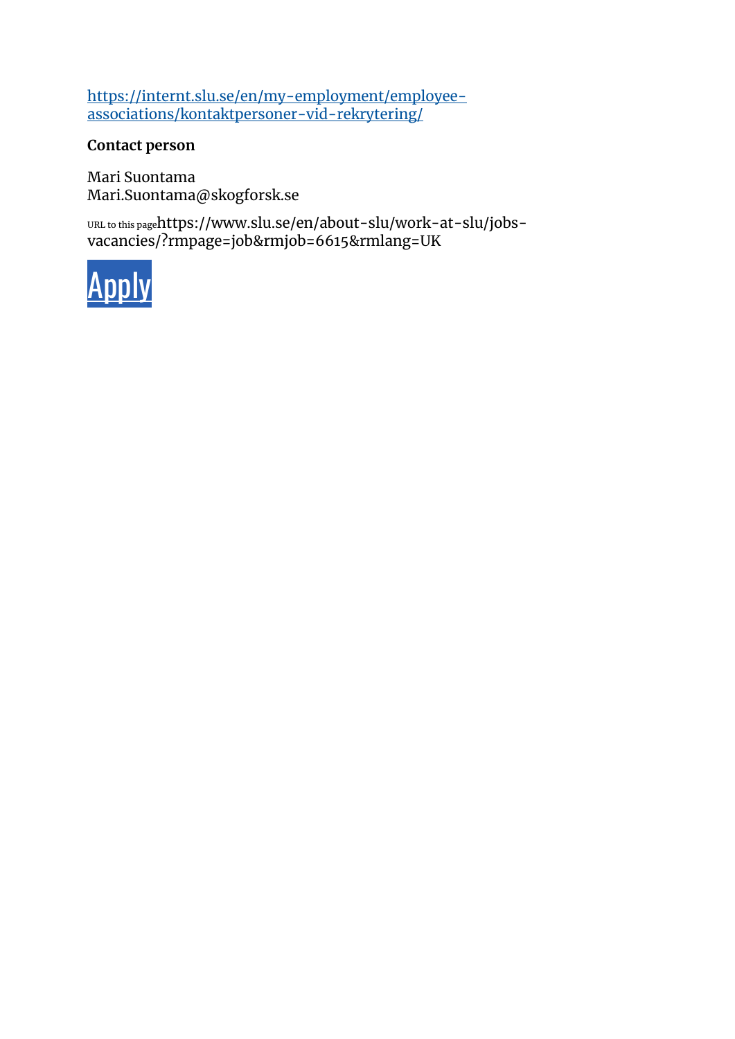[https://internt.slu.se/en/my-employment/employee-associations/kontaktpersoner-vid-rekrytering/](https://internt.slu.se/en/my-employment/employee-associations/kontaktpersoner-vid-rekrytering/)

**Contact person**

Mari Suontama
Mari.Suontama@skogforsk.se

URL to this page https://www.slu.se/en/about-slu/work-at-slu/jobs-vacancies/?rmpage=job&rmjob=6615&rmlang=UK

Apply